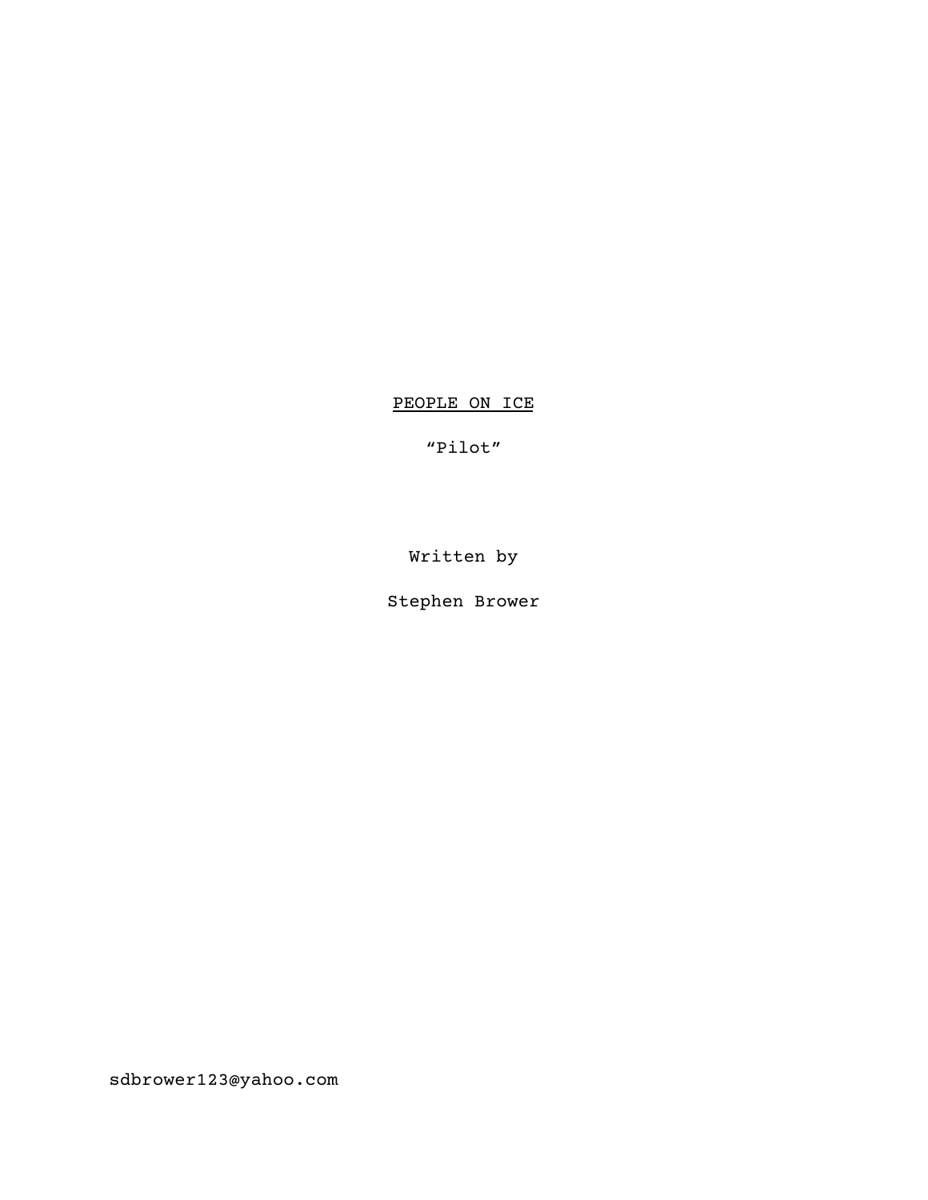<u>PEOPLE ON ICE</u>

"Pilot"

Written by

Stephen Brower

sdbrower123@yahoo.com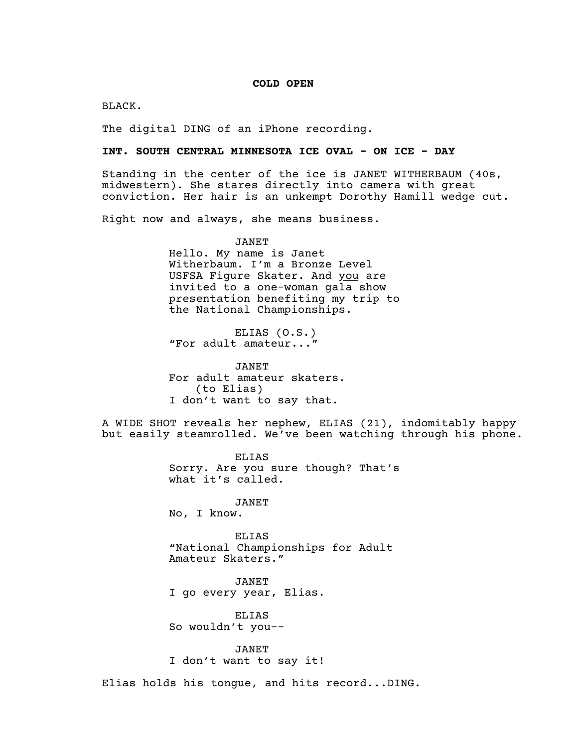**COLD OPEN**

BLACK.

The digital DING of an iPhone recording.

**INT. SOUTH CENTRAL MINNESOTA ICE OVAL - ON ICE - DAY**

Standing in the center of the ice is JANET WITHERBAUM (40s, midwestern). She stares directly into camera with great conviction. Her hair is an unkempt Dorothy Hamill wedge cut.

Right now and always, she means business.

JANET
Hello. My name is Janet Witherbaum. I'm a Bronze Level USFSA Figure Skater. And you are invited to a one-woman gala show presentation benefiting my trip to the National Championships.

ELIAS (O.S.)
"For adult amateur..."

JANET
For adult amateur skaters.
(to Elias)
I don't want to say that.

A WIDE SHOT reveals her nephew, ELIAS (21), indomitably happy but easily steamrolled. We've been watching through his phone.

ELIAS
Sorry. Are you sure though? That's what it's called.

JANET
No, I know.

ELIAS
"National Championships for Adult Amateur Skaters."

JANET
I go every year, Elias.

ELIAS
So wouldn't you--

JANET
I don't want to say it!

Elias holds his tongue, and hits record...DING.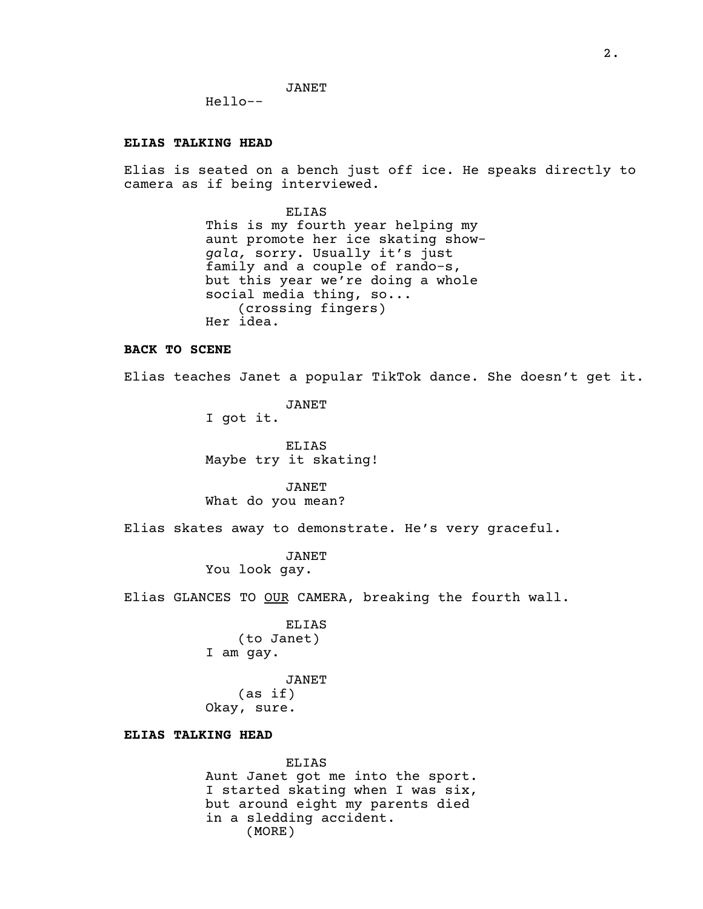JANET

Hello--

**ELIAS TALKING HEAD**

Elias is seated on a bench just off ice. He speaks directly to camera as if being interviewed.

ELIAS

This is my fourth year helping my aunt promote her ice skating show- *gala,* sorry. Usually it's just family and a couple of rando-s, but this year we're doing a whole social media thing, so...

(crossing fingers)

Her idea.

**BACK TO SCENE**

Elias teaches Janet a popular TikTok dance. She doesn't get it.

JANET

I got it.

ELIAS

Maybe try it skating!

JANET

What do you mean?

Elias skates away to demonstrate. He's very graceful.

JANET

You look gay.

Elias GLANCES TO <u>OUR</u> CAMERA, breaking the fourth wall.

ELIAS

(to Janet)

I am gay.

JANET

(as if)

Okay, sure.

**ELIAS TALKING HEAD**

ELIAS

Aunt Janet got me into the sport. I started skating when I was six, but around eight my parents died in a sledding accident.

(MORE)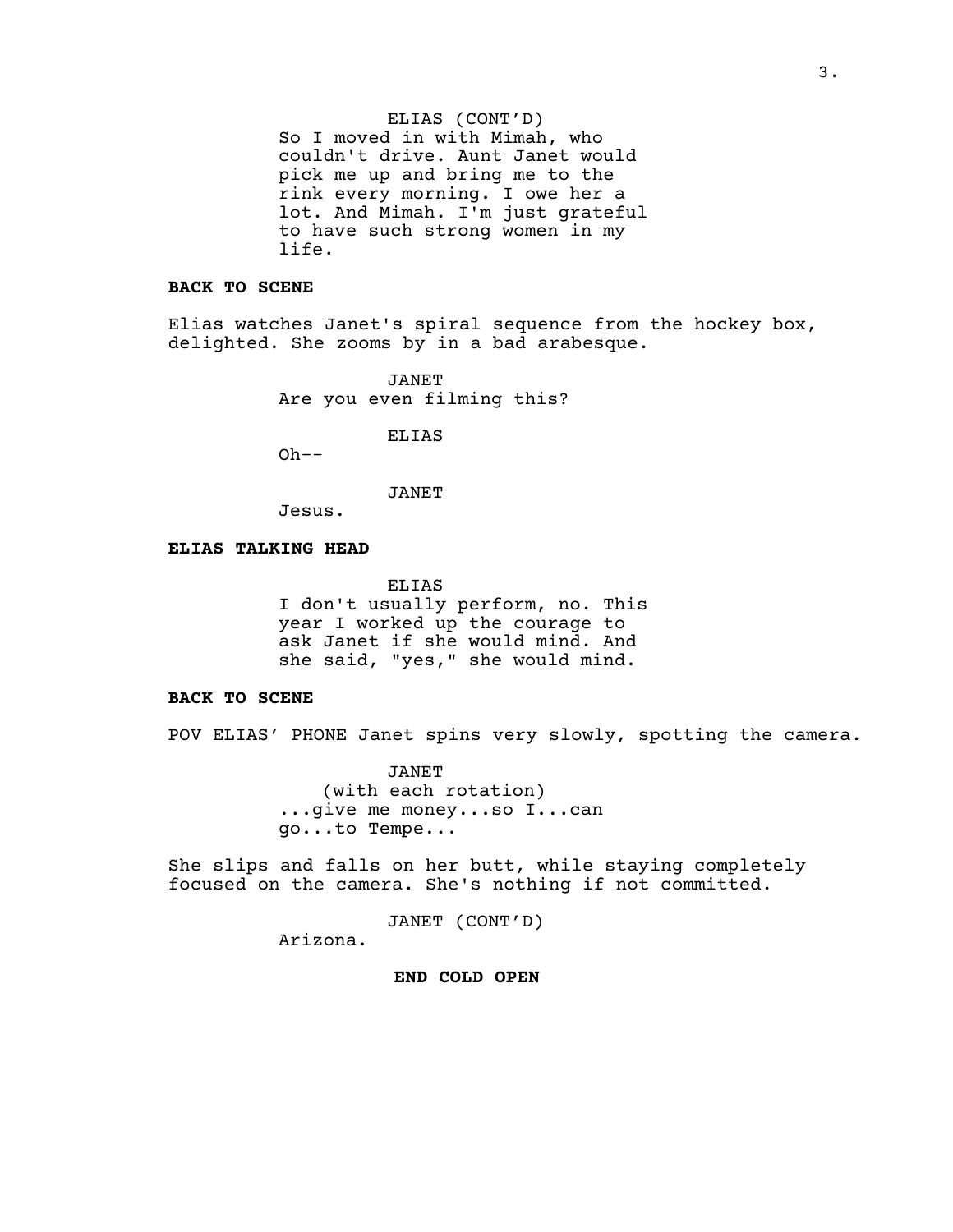ELIAS (CONT'D)
So I moved in with Mimah, who couldn't drive. Aunt Janet would pick me up and bring me to the rink every morning. I owe her a lot. And Mimah. I'm just grateful to have such strong women in my life.

**BACK TO SCENE**

Elias watches Janet's spiral sequence from the hockey box, delighted. She zooms by in a bad arabesque.

JANET
Are you even filming this?

ELIAS
Oh--

JANET
Jesus.

**ELIAS TALKING HEAD**

ELIAS
I don't usually perform, no. This year I worked up the courage to ask Janet if she would mind. And she said, "yes," she would mind.

**BACK TO SCENE**

POV ELIAS' PHONE Janet spins very slowly, spotting the camera.

JANET
(with each rotation)
...give me money...so I...can go...to Tempe...

She slips and falls on her butt, while staying completely focused on the camera. She's nothing if not committed.

JANET (CONT'D)
Arizona.

**END COLD OPEN**